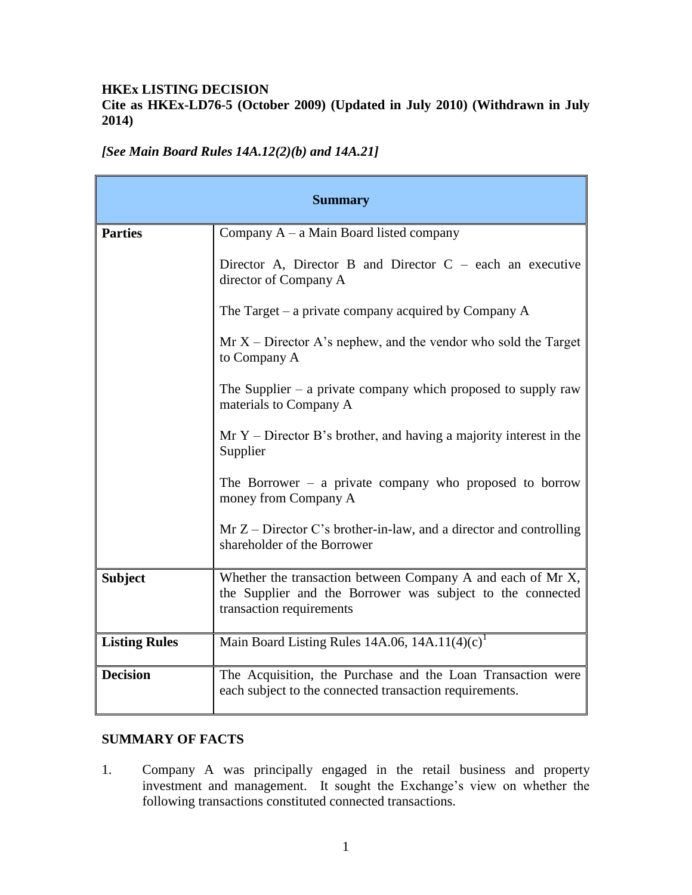**HKEx LISTING DECISION**
**Cite as HKEx-LD76-5 (October 2009) (Updated in July 2010) (Withdrawn in July 2014)**

***[See Main Board Rules 14A.12(2)(b) and 14A.21]***

| **Summary** | |
|---|---|
| **Parties** | Company A – a Main Board listed company<br><br>Director A, Director B and Director C – each an executive director of Company A<br><br>The Target – a private company acquired by Company A<br><br>Mr X – Director A's nephew, and the vendor who sold the Target to Company A<br><br>The Supplier – a private company which proposed to supply raw materials to Company A<br><br>Mr Y – Director B's brother, and having a majority interest in the Supplier<br><br>The Borrower – a private company who proposed to borrow money from Company A<br><br>Mr Z – Director C's brother-in-law, and a director and controlling shareholder of the Borrower |
| **Subject** | Whether the transaction between Company A and each of Mr X, the Supplier and the Borrower was subject to the connected transaction requirements |
| **Listing Rules** | Main Board Listing Rules 14A.06, 14A.11(4)(c)[1] |
| **Decision** | The Acquisition, the Purchase and the Loan Transaction were each subject to the connected transaction requirements. |

**SUMMARY OF FACTS**

1. Company A was principally engaged in the retail business and property investment and management. It sought the Exchange's view on whether the following transactions constituted connected transactions.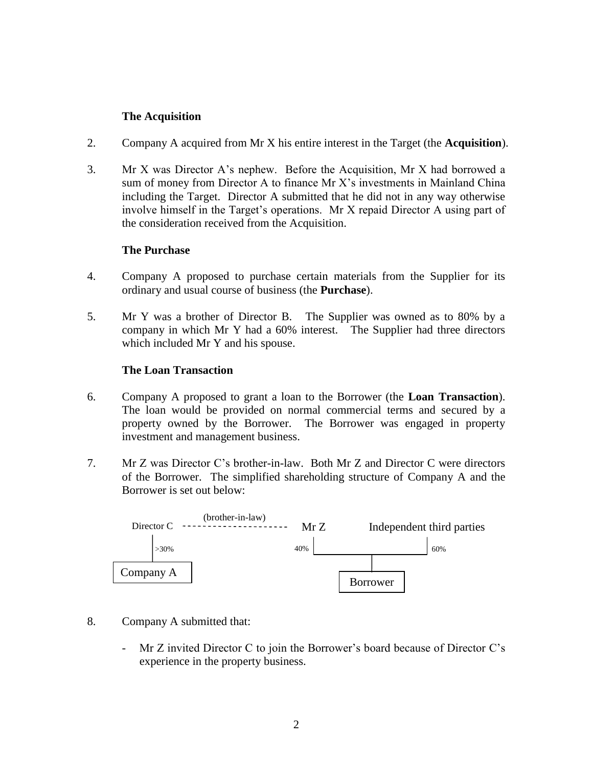### The Acquisition

2. Company A acquired from Mr X his entire interest in the Target (the **Acquisition**).

3. Mr X was Director A's nephew. Before the Acquisition, Mr X had borrowed a sum of money from Director A to finance Mr X's investments in Mainland China including the Target. Director A submitted that he did not in any way otherwise involve himself in the Target's operations. Mr X repaid Director A using part of the consideration received from the Acquisition.

### The Purchase

4. Company A proposed to purchase certain materials from the Supplier for its ordinary and usual course of business (the **Purchase**).

5. Mr Y was a brother of Director B. The Supplier was owned as to 80% by a company in which Mr Y had a 60% interest. The Supplier had three directors which included Mr Y and his spouse.

### The Loan Transaction

6. Company A proposed to grant a loan to the Borrower (the **Loan Transaction**). The loan would be provided on normal commercial terms and secured by a property owned by the Borrower. The Borrower was engaged in property investment and management business.

7. Mr Z was Director C's brother-in-law. Both Mr Z and Director C were directors of the Borrower. The simplified shareholding structure of Company A and the Borrower is set out below:

```
Director C ---------(brother-in-law)--------- Mr Z          Independent third parties
    |                                          |                        |
    | >30%                                 40% |________________________| 60%
    |                                                       |
Company A                                               Borrower
```

8. Company A submitted that:

   - Mr Z invited Director C to join the Borrower's board because of Director C's experience in the property business.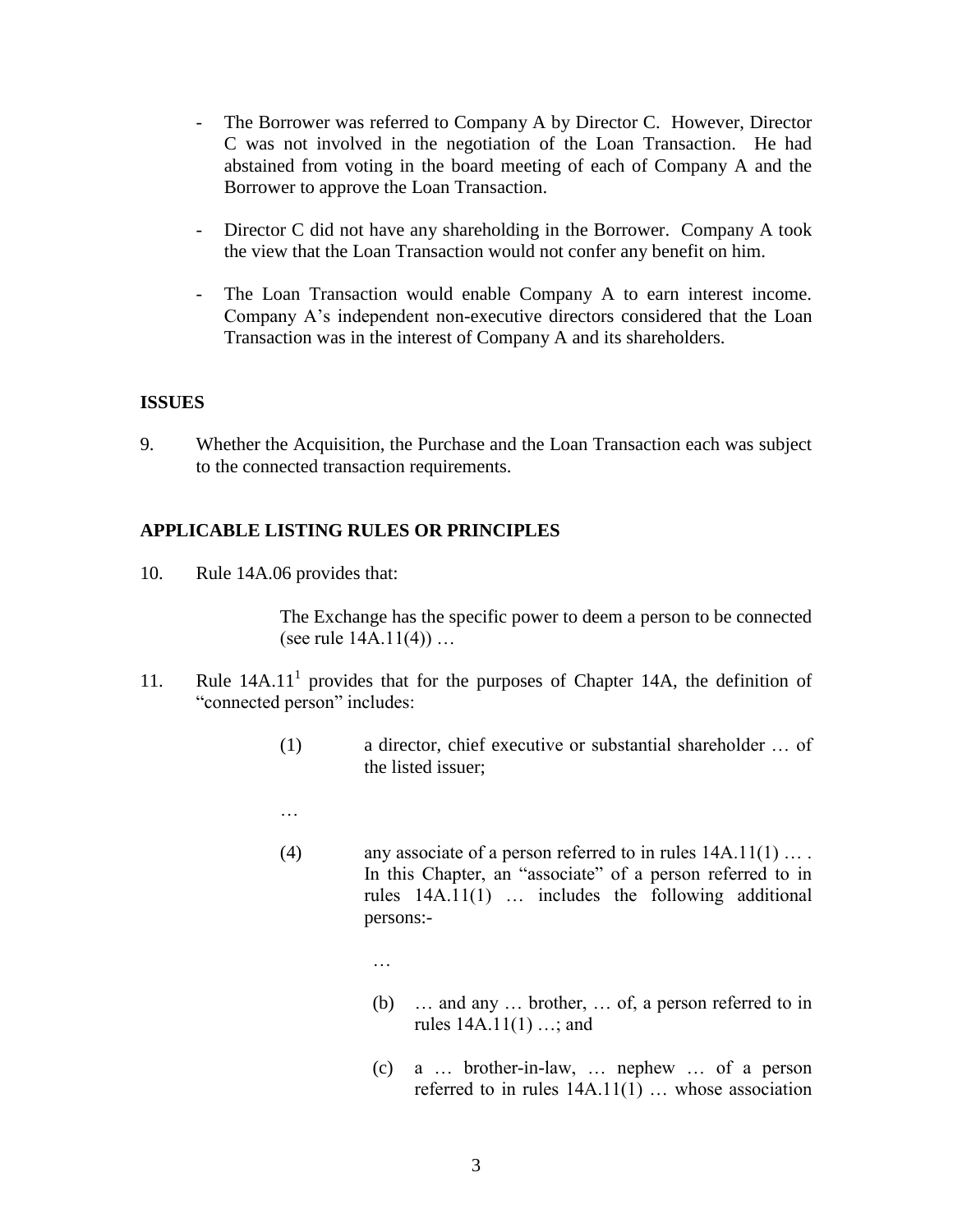- The Borrower was referred to Company A by Director C. However, Director C was not involved in the negotiation of the Loan Transaction. He had abstained from voting in the board meeting of each of Company A and the Borrower to approve the Loan Transaction.

- Director C did not have any shareholding in the Borrower. Company A took the view that the Loan Transaction would not confer any benefit on him.

- The Loan Transaction would enable Company A to earn interest income. Company A's independent non-executive directors considered that the Loan Transaction was in the interest of Company A and its shareholders.

**ISSUES**

9. Whether the Acquisition, the Purchase and the Loan Transaction each was subject to the connected transaction requirements.

**APPLICABLE LISTING RULES OR PRINCIPLES**

10. Rule 14A.06 provides that:

> The Exchange has the specific power to deem a person to be connected (see rule 14A.11(4)) …

11. Rule 14A.11[1] provides that for the purposes of Chapter 14A, the definition of "connected person" includes:

> (1) a director, chief executive or substantial shareholder … of the listed issuer;
>
> …
>
> (4) any associate of a person referred to in rules 14A.11(1) … . In this Chapter, an "associate" of a person referred to in rules 14A.11(1) … includes the following additional persons:-
>
> …
>
> (b) … and any … brother, … of, a person referred to in rules 14A.11(1) …; and
>
> (c) a … brother-in-law, … nephew … of a person referred to in rules 14A.11(1) … whose association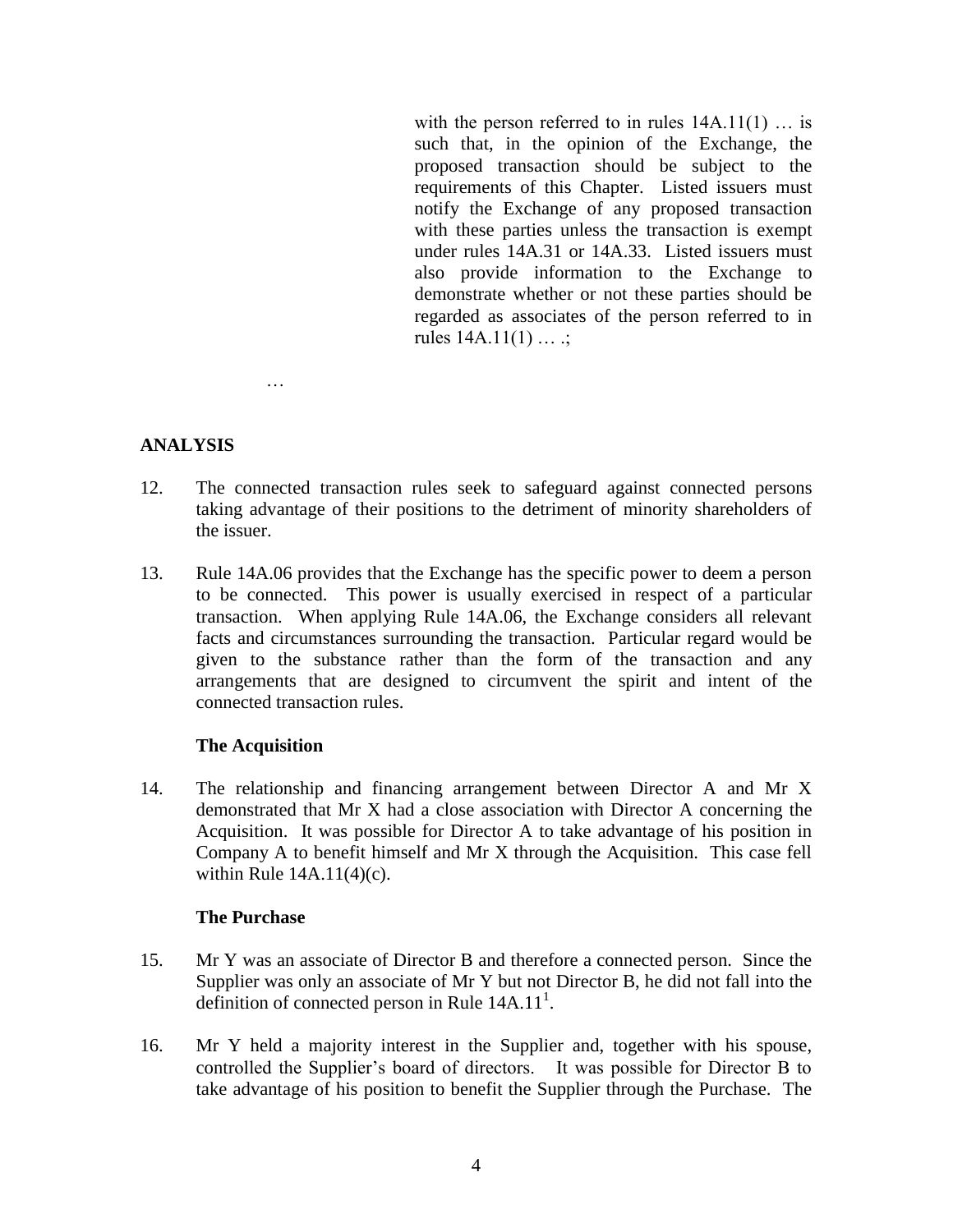with the person referred to in rules 14A.11(1) … is such that, in the opinion of the Exchange, the proposed transaction should be subject to the requirements of this Chapter. Listed issuers must notify the Exchange of any proposed transaction with these parties unless the transaction is exempt under rules 14A.31 or 14A.33. Listed issuers must also provide information to the Exchange to demonstrate whether or not these parties should be regarded as associates of the person referred to in rules 14A.11(1) … .;

…

## ANALYSIS

12. The connected transaction rules seek to safeguard against connected persons taking advantage of their positions to the detriment of minority shareholders of the issuer.

13. Rule 14A.06 provides that the Exchange has the specific power to deem a person to be connected. This power is usually exercised in respect of a particular transaction. When applying Rule 14A.06, the Exchange considers all relevant facts and circumstances surrounding the transaction. Particular regard would be given to the substance rather than the form of the transaction and any arrangements that are designed to circumvent the spirit and intent of the connected transaction rules.

### The Acquisition

14. The relationship and financing arrangement between Director A and Mr X demonstrated that Mr X had a close association with Director A concerning the Acquisition. It was possible for Director A to take advantage of his position in Company A to benefit himself and Mr X through the Acquisition. This case fell within Rule 14A.11(4)(c).

### The Purchase

15. Mr Y was an associate of Director B and therefore a connected person. Since the Supplier was only an associate of Mr Y but not Director B, he did not fall into the definition of connected person in Rule 14A.11[1].

16. Mr Y held a majority interest in the Supplier and, together with his spouse, controlled the Supplier's board of directors. It was possible for Director B to take advantage of his position to benefit the Supplier through the Purchase. The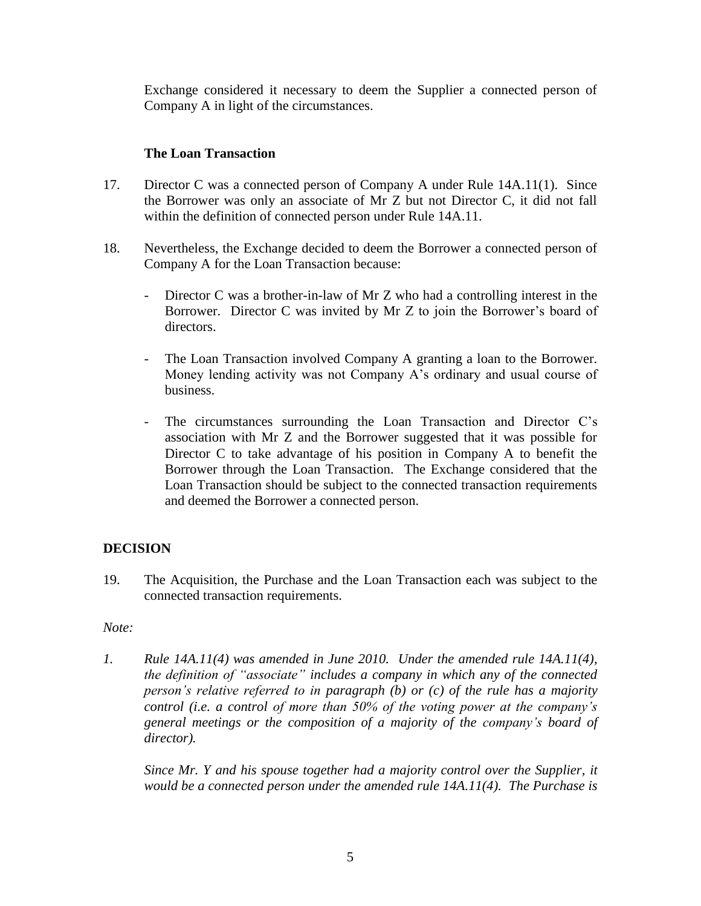Exchange considered it necessary to deem the Supplier a connected person of Company A in light of the circumstances.

**The Loan Transaction**

17. Director C was a connected person of Company A under Rule 14A.11(1). Since the Borrower was only an associate of Mr Z but not Director C, it did not fall within the definition of connected person under Rule 14A.11.

18. Nevertheless, the Exchange decided to deem the Borrower a connected person of Company A for the Loan Transaction because:

    - Director C was a brother-in-law of Mr Z who had a controlling interest in the Borrower. Director C was invited by Mr Z to join the Borrower's board of directors.

    - The Loan Transaction involved Company A granting a loan to the Borrower. Money lending activity was not Company A's ordinary and usual course of business.

    - The circumstances surrounding the Loan Transaction and Director C's association with Mr Z and the Borrower suggested that it was possible for Director C to take advantage of his position in Company A to benefit the Borrower through the Loan Transaction. The Exchange considered that the Loan Transaction should be subject to the connected transaction requirements and deemed the Borrower a connected person.

## DECISION

19. The Acquisition, the Purchase and the Loan Transaction each was subject to the connected transaction requirements.

*Note:*

1. *Rule 14A.11(4) was amended in June 2010. Under the amended rule 14A.11(4), the definition of "associate" includes a company in which any of the connected person's relative referred to in paragraph (b) or (c) of the rule has a majority control (i.e. a control of more than 50% of the voting power at the company's general meetings or the composition of a majority of the company's board of director).*

   *Since Mr. Y and his spouse together had a majority control over the Supplier, it would be a connected person under the amended rule 14A.11(4). The Purchase is*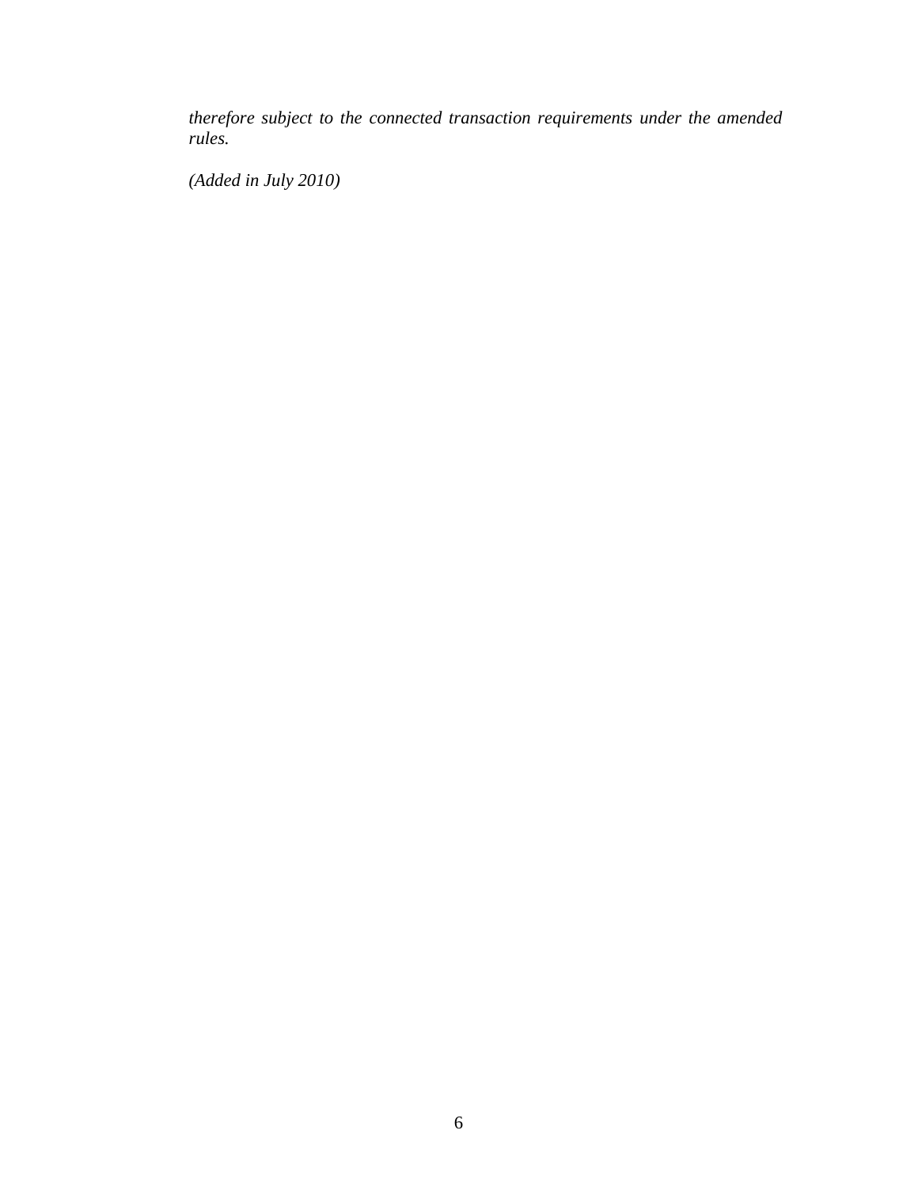*therefore subject to the connected transaction requirements under the amended rules.*

*(Added in July 2010)*